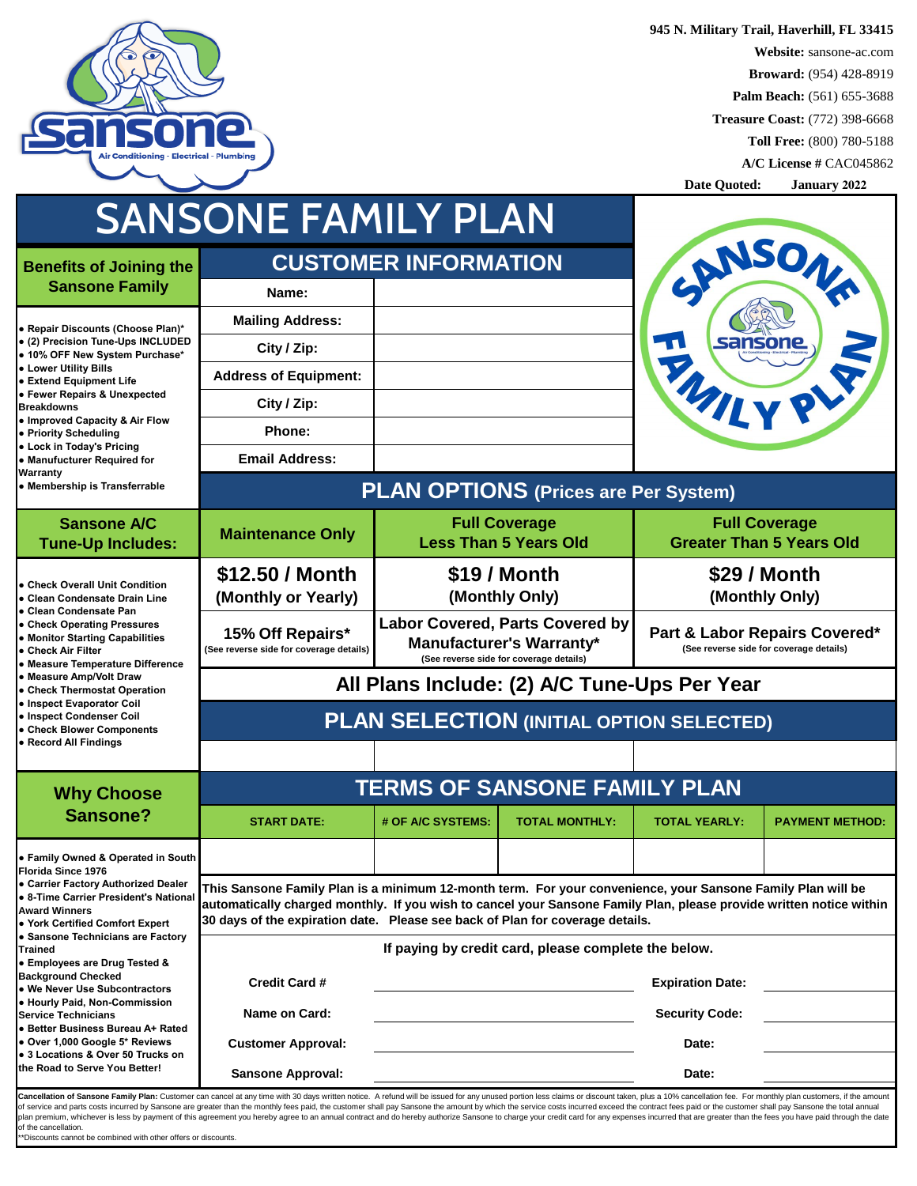945 N. Military Trail, Haverhill, FL 33415

**Website:** sansone-ac.com

**Broward:** (954) 428-8919

**Palm Beach:** (561) 655-3688

**Treasure Coast:** (772) 398-6668

**Toll Free:** (800) 780-5188

**A/C License #** CAC045862

**Date Quoted:** January 2022

# SANSONE FAMILY PLAN

## Benefits of Joining the Sansone Family

- Repair Discounts (Choose Plan)*
- (2) Precision Tune-Ups INCLUDED
- 10% OFF New System Purchase*
- Lower Utility Bills
- Extend Equipment Life
- Fewer Repairs & Unexpected Breakdowns
- Improved Capacity & Air Flow
- Priority Scheduling
- Lock in Today's Pricing
- Manufacturer Required for Warranty
- Membership is Transferrable

## CUSTOMER INFORMATION

| Field | |
|---|---|
| Name: | |
| Mailing Address: | |
| City / Zip: | |
| Address of Equipment: | |
| City / Zip: | |
| Phone: | |
| Email Address: | |

## PLAN OPTIONS (Prices are Per System)

| Maintenance Only | Full Coverage Less Than 5 Years Old | Full Coverage Greater Than 5 Years Old |
|---|---|---|
| $12.50 / Month (Monthly or Yearly) | $19 / Month (Monthly Only) | $29 / Month (Monthly Only) |
| 15% Off Repairs* (See reverse side for coverage details) | Labor Covered, Parts Covered by Manufacturer's Warranty* (See reverse side for coverage details) | Part & Labor Repairs Covered* (See reverse side for coverage details) |

**All Plans Include: (2) A/C Tune-Ups Per Year**

## Sansone A/C Tune-Up Includes:

- Check Overall Unit Condition
- Clean Condensate Drain Line
- Clean Condensate Pan
- Check Operating Pressures
- Monitor Starting Capabilities
- Check Air Filter
- Measure Temperature Difference
- Measure Amp/Volt Draw
- Check Thermostat Operation
- Inspect Evaporator Coil
- Inspect Condenser Coil
- Check Blower Components
- Record All Findings

## PLAN SELECTION (INITIAL OPTION SELECTED)

| | | |
|---|---|---|
| | | |

## Why Choose Sansone?

- Family Owned & Operated in South Florida Since 1976
- Carrier Factory Authorized Dealer
- 8-Time Carrier President's National Award Winners
- York Certified Comfort Expert
- Sansone Technicians are Factory Trained
- Employees are Drug Tested & Background Checked
- We Never Use Subcontractors
- Hourly Paid, Non-Commission Service Technicians
- Better Business Bureau A+ Rated
- Over 1,000 Google 5* Reviews
- 3 Locations & Over 50 Trucks on the Road to Serve You Better!

## TERMS OF SANSONE FAMILY PLAN

| START DATE: | # OF A/C SYSTEMS: | TOTAL MONTHLY: | TOTAL YEARLY: | PAYMENT METHOD: |
|---|---|---|---|---|
| | | | | |

**This Sansone Family Plan is a minimum 12-month term. For your convenience, your Sansone Family Plan will be automatically charged monthly. If you wish to cancel your Sansone Family Plan, please provide written notice within 30 days of the expiration date. Please see back of Plan for coverage details.**

**If paying by credit card, please complete the below.**

| | | | |
|---|---|---|---|
| Credit Card # | | Expiration Date: | |
| Name on Card: | | Security Code: | |
| Customer Approval: | | Date: | |
| Sansone Approval: | | Date: | |

**Cancellation of Sansone Family Plan:** Customer can cancel at any time with 30 days written notice. A refund will be issued for any unused portion less claims or discount taken, plus a 10% cancellation fee. For monthly plan customers, if the amount of service and parts costs incurred by Sansone are greater than the monthly fees paid, the customer shall pay Sansone the amount by which the service costs incurred exceed the contract fees paid or the customer shall pay Sansone the total annual plan premium, whichever is less by payment of this agreement you hereby agree to an annual contract and do hereby authorize Sansone to charge your credit card for any expenses incurred that are greater than the fees you have paid through the date of the cancellation.

**Discounts cannot be combined with other offers or discounts.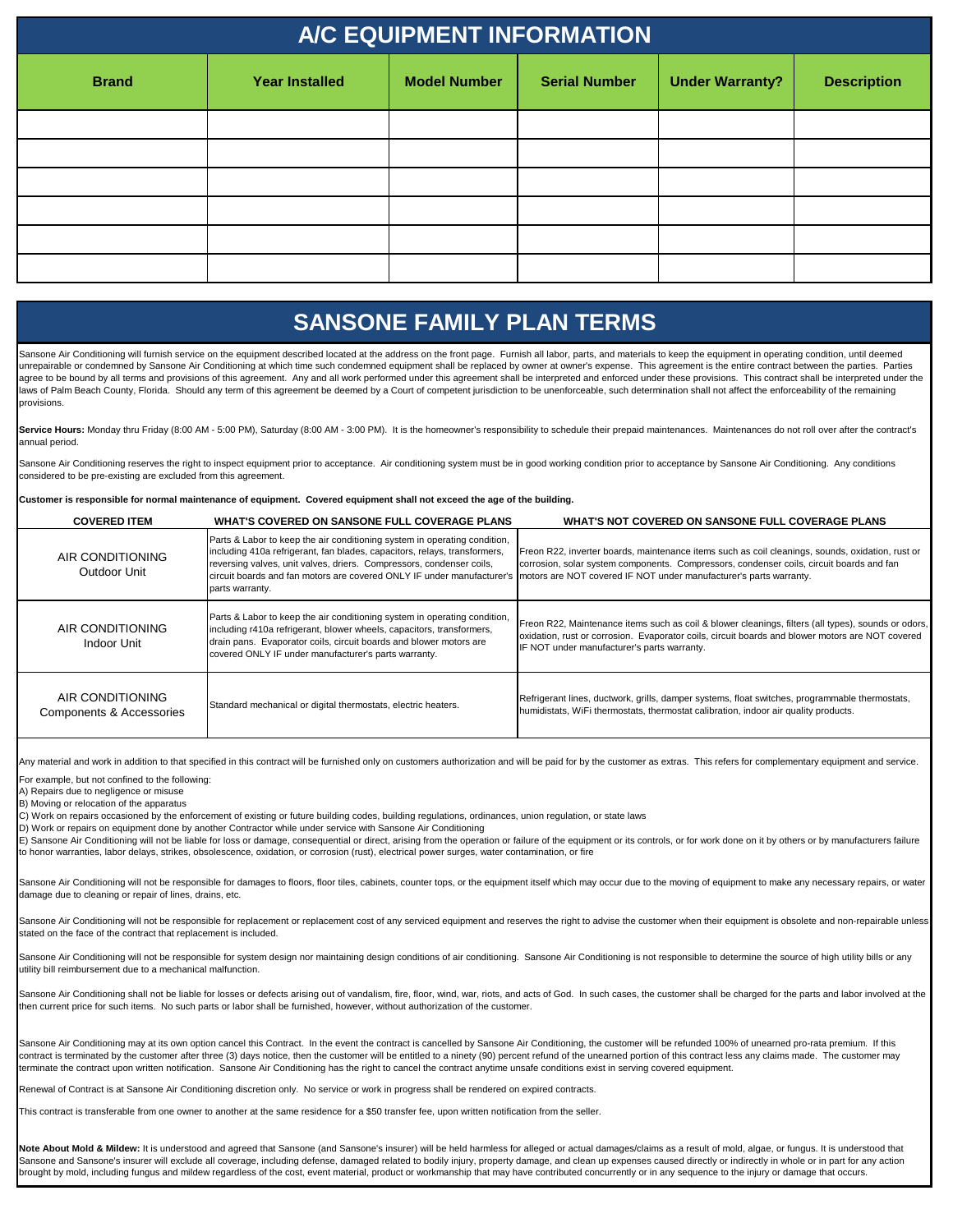# A/C EQUIPMENT INFORMATION

| Brand | Year Installed | Model Number | Serial Number | Under Warranty? | Description |
|---|---|---|---|---|---|
| | | | | | |
| | | | | | |
| | | | | | |
| | | | | | |
| | | | | | |
| | | | | | |

# SANSONE FAMILY PLAN TERMS

Sansone Air Conditioning will furnish service on the equipment described located at the address on the front page. Furnish all labor, parts, and materials to keep the equipment in operating condition, until deemed unrepairable or condemned by Sansone Air Conditioning at which time such condemned equipment shall be replaced by owner at owner's expense. This agreement is the entire contract between the parties. Parties agree to be bound by all terms and provisions of this agreement. Any and all work performed under this agreement shall be interpreted and enforced under these provisions. This contract shall be interpreted under the laws of Palm Beach County, Florida. Should any term of this agreement be deemed by a Court of competent jurisdiction to be unenforceable, such determination shall not affect the enforceability of the remaining provisions.

**Service Hours:** Monday thru Friday (8:00 AM - 5:00 PM), Saturday (8:00 AM - 3:00 PM). It is the homeowner's responsibility to schedule their prepaid maintenances. Maintenances do not roll over after the contract's annual period.

Sansone Air Conditioning reserves the right to inspect equipment prior to acceptance. Air conditioning system must be in good working condition prior to acceptance by Sansone Air Conditioning. Any conditions considered to be pre-existing are excluded from this agreement.

**Customer is responsible for normal maintenance of equipment. Covered equipment shall not exceed the age of the building.**

| COVERED ITEM | WHAT'S COVERED ON SANSONE FULL COVERAGE PLANS | WHAT'S NOT COVERED ON SANSONE FULL COVERAGE PLANS |
|---|---|---|
| AIR CONDITIONING Outdoor Unit | Parts & Labor to keep the air conditioning system in operating condition, including 410a refrigerant, fan blades, capacitors, relays, transformers, reversing valves, unit valves, driers. Compressors, condenser coils, circuit boards and fan motors are covered ONLY IF under manufacturer's parts warranty. | Freon R22, inverter boards, maintenance items such as coil cleanings, sounds, oxidation, rust or corrosion, solar system components. Compressors, condenser coils, circuit boards and fan motors are NOT covered IF NOT under manufacturer's parts warranty. |
| AIR CONDITIONING Indoor Unit | Parts & Labor to keep the air conditioning system in operating condition, including r410a refrigerant, blower wheels, capacitors, transformers, drain pans. Evaporator coils, circuit boards and blower motors are covered ONLY IF under manufacturer's parts warranty. | Freon R22, Maintenance items such as coil & blower cleanings, filters (all types), sounds or odors, oxidation, rust or corrosion. Evaporator coils, circuit boards and blower motors are NOT covered IF NOT under manufacturer's parts warranty. |
| AIR CONDITIONING Components & Accessories | Standard mechanical or digital thermostats, electric heaters. | Refrigerant lines, ductwork, grills, damper systems, float switches, programmable thermostats, humidistats, WiFi thermostats, thermostat calibration, indoor air quality products. |

Any material and work in addition to that specified in this contract will be furnished only on customers authorization and will be paid for by the customer as extras. This refers for complementary equipment and service.

For example, but not confined to the following:
A) Repairs due to negligence or misuse
B) Moving or relocation of the apparatus
C) Work on repairs occasioned by the enforcement of existing or future building codes, building regulations, ordinances, union regulation, or state laws
D) Work or repairs on equipment done by another Contractor while under service with Sansone Air Conditioning
E) Sansone Air Conditioning will not be liable for loss or damage, consequential or direct, arising from the operation or failure of the equipment or its controls, or for work done on it by others or by manufacturers failure to honor warranties, labor delays, strikes, obsolescence, oxidation, or corrosion (rust), electrical power surges, water contamination, or fire

Sansone Air Conditioning will not be responsible for damages to floors, floor tiles, cabinets, counter tops, or the equipment itself which may occur due to the moving of equipment to make any necessary repairs, or water damage due to cleaning or repair of lines, drains, etc.

Sansone Air Conditioning will not be responsible for replacement or replacement cost of any serviced equipment and reserves the right to advise the customer when their equipment is obsolete and non-repairable unless stated on the face of the contract that replacement is included.

Sansone Air Conditioning will not be responsible for system design nor maintaining design conditions of air conditioning. Sansone Air Conditioning is not responsible to determine the source of high utility bills or any utility bill reimbursement due to a mechanical malfunction.

Sansone Air Conditioning shall not be liable for losses or defects arising out of vandalism, fire, floor, wind, war, riots, and acts of God. In such cases, the customer shall be charged for the parts and labor involved at the then current price for such items. No such parts or labor shall be furnished, however, without authorization of the customer.

Sansone Air Conditioning may at its own option cancel this Contract. In the event the contract is cancelled by Sansone Air Conditioning, the customer will be refunded 100% of unearned pro-rata premium. If this contract is terminated by the customer after three (3) days notice, then the customer will be entitled to a ninety (90) percent refund of the unearned portion of this contract less any claims made. The customer may terminate the contract upon written notification. Sansone Air Conditioning has the right to cancel the contract anytime unsafe conditions exist in serving covered equipment.

Renewal of Contract is at Sansone Air Conditioning discretion only. No service or work in progress shall be rendered on expired contracts.

This contract is transferable from one owner to another at the same residence for a $50 transfer fee, upon written notification from the seller.

**Note About Mold & Mildew:** It is understood and agreed that Sansone (and Sansone's insurer) will be held harmless for alleged or actual damages/claims as a result of mold, algae, or fungus. It is understood that Sansone and Sansone's insurer will exclude all coverage, including defense, damaged related to bodily injury, property damage, and clean up expenses caused directly or indirectly in whole or in part for any action brought by mold, including fungus and mildew regardless of the cost, event material, product or workmanship that may have contributed concurrently or in any sequence to the injury or damage that occurs.